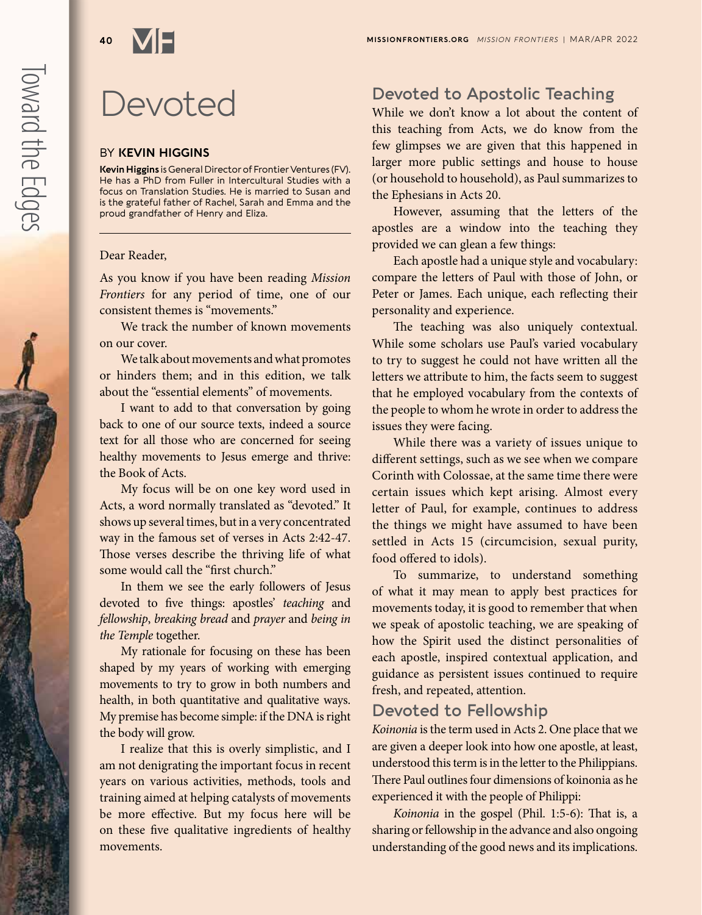Toward the Edges

# Devoted

BY **KEVIN HIGGINS**

**Kevin Higgins** is General Director of Frontier Ventures (FV). He has a PhD from Fuller in Intercultural Studies with a focus on Translation Studies. He is married to Susan and is the grateful father of Rachel, Sarah and Emma and the proud grandfather of Henry and Eliza.

---

Dear Reader,

As you know if you have been reading *Mission Frontiers* for any period of time, one of our consistent themes is "movements."

We track the number of known movements on our cover.

We talk about movements and what promotes or hinders them; and in this edition, we talk about the "essential elements" of movements.

I want to add to that conversation by going back to one of our source texts, indeed a source text for all those who are concerned for seeing healthy movements to Jesus emerge and thrive: the Book of Acts.

My focus will be on one key word used in Acts, a word normally translated as "devoted." It shows up several times, but in a very concentrated way in the famous set of verses in Acts 2:42-47. Those verses describe the thriving life of what some would call the "first church."

In them we see the early followers of Jesus devoted to five things: apostles' *teaching* and *fellowship*, *breaking bread* and *prayer* and *being in the Temple* together.

My rationale for focusing on these has been shaped by my years of working with emerging movements to try to grow in both numbers and health, in both quantitative and qualitative ways. My premise has become simple: if the DNA is right the body will grow.

I realize that this is overly simplistic, and I am not denigrating the important focus in recent years on various activities, methods, tools and training aimed at helping catalysts of movements be more effective. But my focus here will be on these five qualitative ingredients of healthy movements.

## Devoted to Apostolic Teaching

While we don't know a lot about the content of this teaching from Acts, we do know from the few glimpses we are given that this happened in larger more public settings and house to house (or household to household), as Paul summarizes to the Ephesians in Acts 20.

However, assuming that the letters of the apostles are a window into the teaching they provided we can glean a few things:

Each apostle had a unique style and vocabulary: compare the letters of Paul with those of John, or Peter or James. Each unique, each reflecting their personality and experience.

The teaching was also uniquely contextual. While some scholars use Paul's varied vocabulary to try to suggest he could not have written all the letters we attribute to him, the facts seem to suggest that he employed vocabulary from the contexts of the people to whom he wrote in order to address the issues they were facing.

While there was a variety of issues unique to different settings, such as we see when we compare Corinth with Colossae, at the same time there were certain issues which kept arising. Almost every letter of Paul, for example, continues to address the things we might have assumed to have been settled in Acts 15 (circumcision, sexual purity, food offered to idols).

To summarize, to understand something of what it may mean to apply best practices for movements today, it is good to remember that when we speak of apostolic teaching, we are speaking of how the Spirit used the distinct personalities of each apostle, inspired contextual application, and guidance as persistent issues continued to require fresh, and repeated, attention.

## Devoted to Fellowship

*Koinonia* is the term used in Acts 2. One place that we are given a deeper look into how one apostle, at least, understood this term is in the letter to the Philippians. There Paul outlines four dimensions of koinonia as he experienced it with the people of Philippi:

*Koinonia* in the gospel (Phil. 1:5-6): That is, a sharing or fellowship in the advance and also ongoing understanding of the good news and its implications.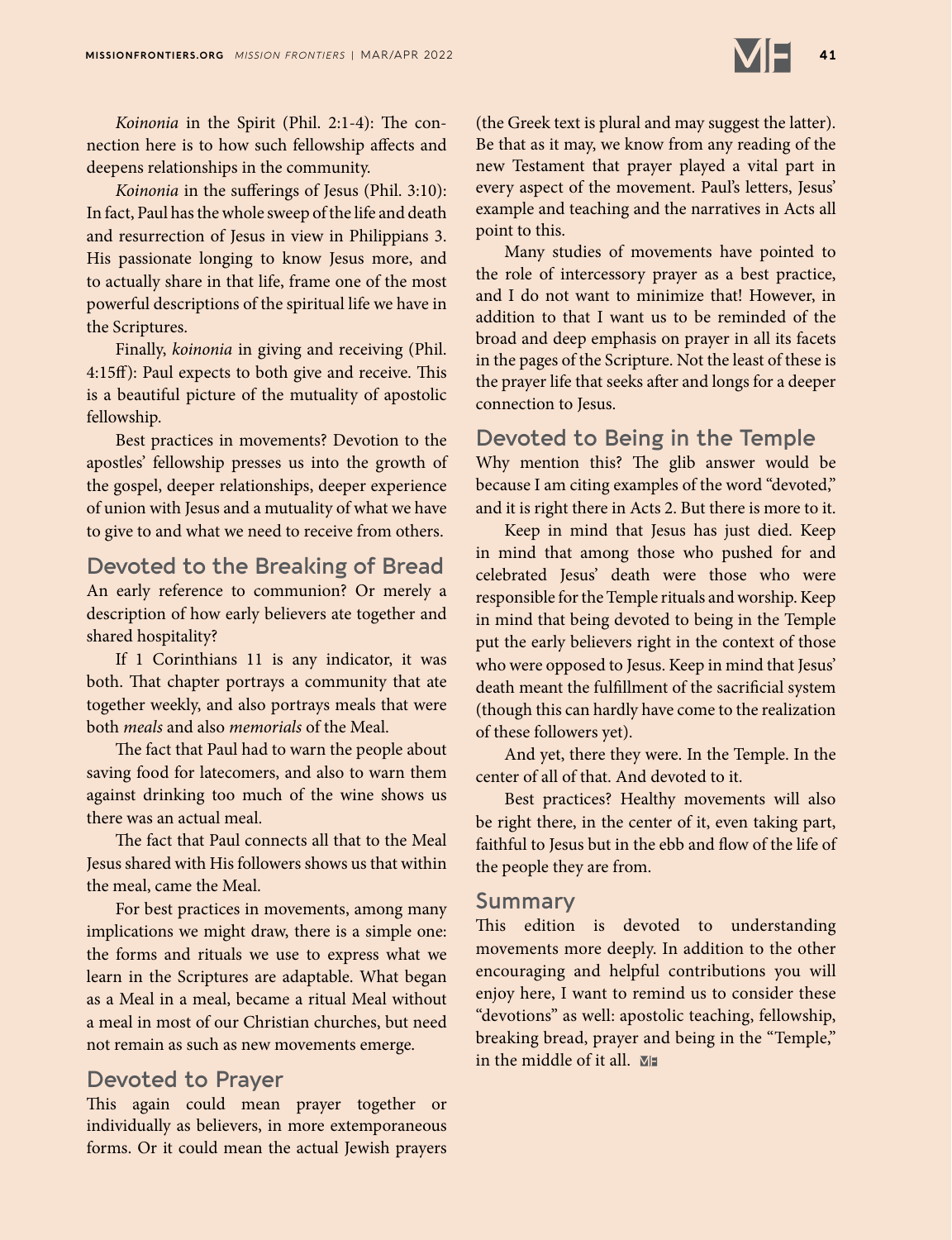*Koinonia* in the Spirit (Phil. 2:1-4): The connection here is to how such fellowship affects and deepens relationships in the community.

*Koinonia* in the sufferings of Jesus (Phil. 3:10): In fact, Paul has the whole sweep of the life and death and resurrection of Jesus in view in Philippians 3. His passionate longing to know Jesus more, and to actually share in that life, frame one of the most powerful descriptions of the spiritual life we have in the Scriptures.

Finally, *koinonia* in giving and receiving (Phil. 4:15ff): Paul expects to both give and receive. This is a beautiful picture of the mutuality of apostolic fellowship.

Best practices in movements? Devotion to the apostles' fellowship presses us into the growth of the gospel, deeper relationships, deeper experience of union with Jesus and a mutuality of what we have to give to and what we need to receive from others.

## Devoted to the Breaking of Bread

An early reference to communion? Or merely a description of how early believers ate together and shared hospitality?

If 1 Corinthians 11 is any indicator, it was both. That chapter portrays a community that ate together weekly, and also portrays meals that were both *meals* and also *memorials* of the Meal.

The fact that Paul had to warn the people about saving food for latecomers, and also to warn them against drinking too much of the wine shows us there was an actual meal.

The fact that Paul connects all that to the Meal Jesus shared with His followers shows us that within the meal, came the Meal.

For best practices in movements, among many implications we might draw, there is a simple one: the forms and rituals we use to express what we learn in the Scriptures are adaptable. What began as a Meal in a meal, became a ritual Meal without a meal in most of our Christian churches, but need not remain as such as new movements emerge.

## Devoted to Prayer

This again could mean prayer together or individually as believers, in more extemporaneous forms. Or it could mean the actual Jewish prayers (the Greek text is plural and may suggest the latter). Be that as it may, we know from any reading of the new Testament that prayer played a vital part in every aspect of the movement. Paul's letters, Jesus' example and teaching and the narratives in Acts all point to this.

Many studies of movements have pointed to the role of intercessory prayer as a best practice, and I do not want to minimize that! However, in addition to that I want us to be reminded of the broad and deep emphasis on prayer in all its facets in the pages of the Scripture. Not the least of these is the prayer life that seeks after and longs for a deeper connection to Jesus.

## Devoted to Being in the Temple

Why mention this? The glib answer would be because I am citing examples of the word "devoted," and it is right there in Acts 2. But there is more to it.

Keep in mind that Jesus has just died. Keep in mind that among those who pushed for and celebrated Jesus' death were those who were responsible for the Temple rituals and worship. Keep in mind that being devoted to being in the Temple put the early believers right in the context of those who were opposed to Jesus. Keep in mind that Jesus' death meant the fulfillment of the sacrificial system (though this can hardly have come to the realization of these followers yet).

And yet, there they were. In the Temple. In the center of all of that. And devoted to it.

Best practices? Healthy movements will also be right there, in the center of it, even taking part, faithful to Jesus but in the ebb and flow of the life of the people they are from.

## Summary

This edition is devoted to understanding movements more deeply. In addition to the other encouraging and helpful contributions you will enjoy here, I want to remind us to consider these "devotions" as well: apostolic teaching, fellowship, breaking bread, prayer and being in the "Temple," in the middle of it all.